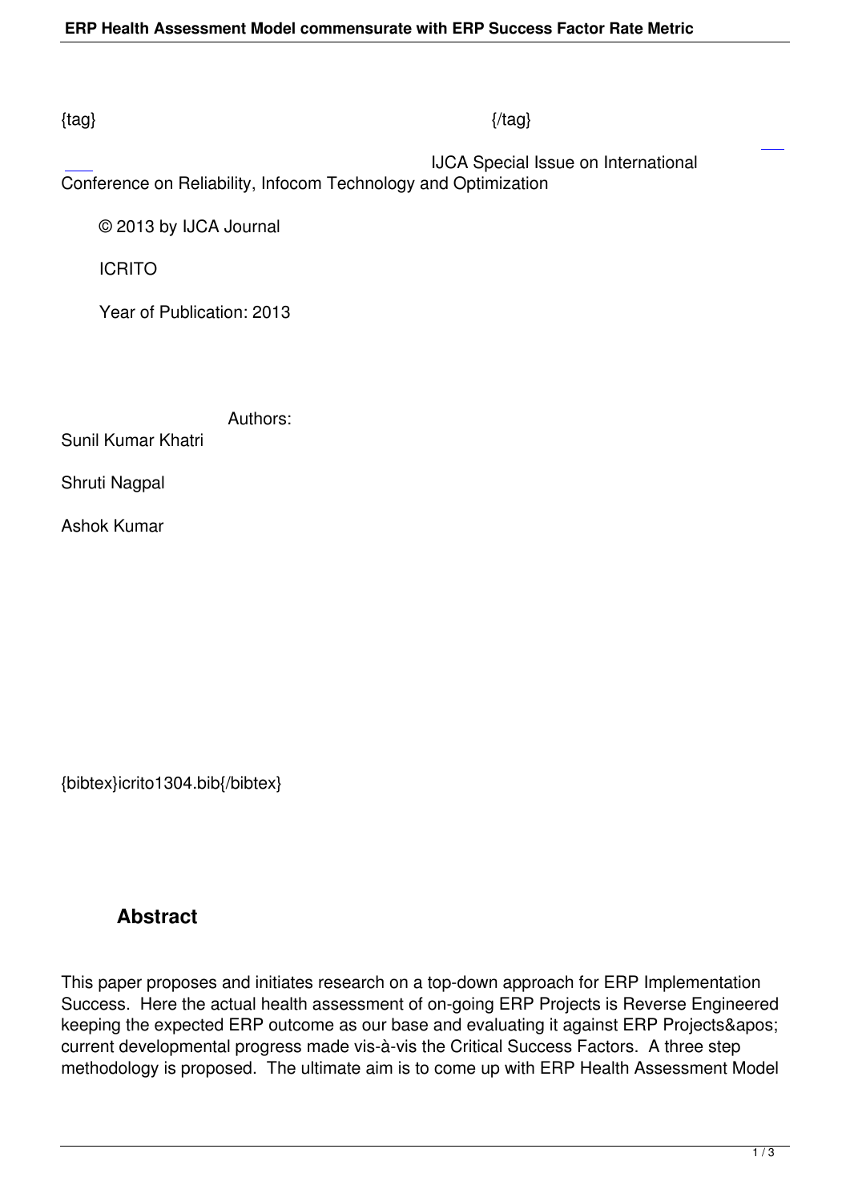{tag} {/tag}

IJCA Special Issue on International Conference on Reliability, Infocom Technology and Optimization

© 2013 by IJCA Journal

ICRITO

Year of Publication: 2013

Authors:

Sunil Kumar Khatri

Shruti Nagpal

Ashok Kumar

{bibtex}icrito1304.bib{/bibtex}

## Abstract

This paper proposes and initiates research on a top-down approach for ERP Implementation Success. Here the actual health assessment of on-going ERP Projects is Reverse Engineered keeping the expected ERP outcome as our base and evaluating it against ERP Projects&apos; current developmental progress made vis-à-vis the Critical Success Factors. A three step methodology is proposed. The ultimate aim is to come up with ERP Health Assessment Model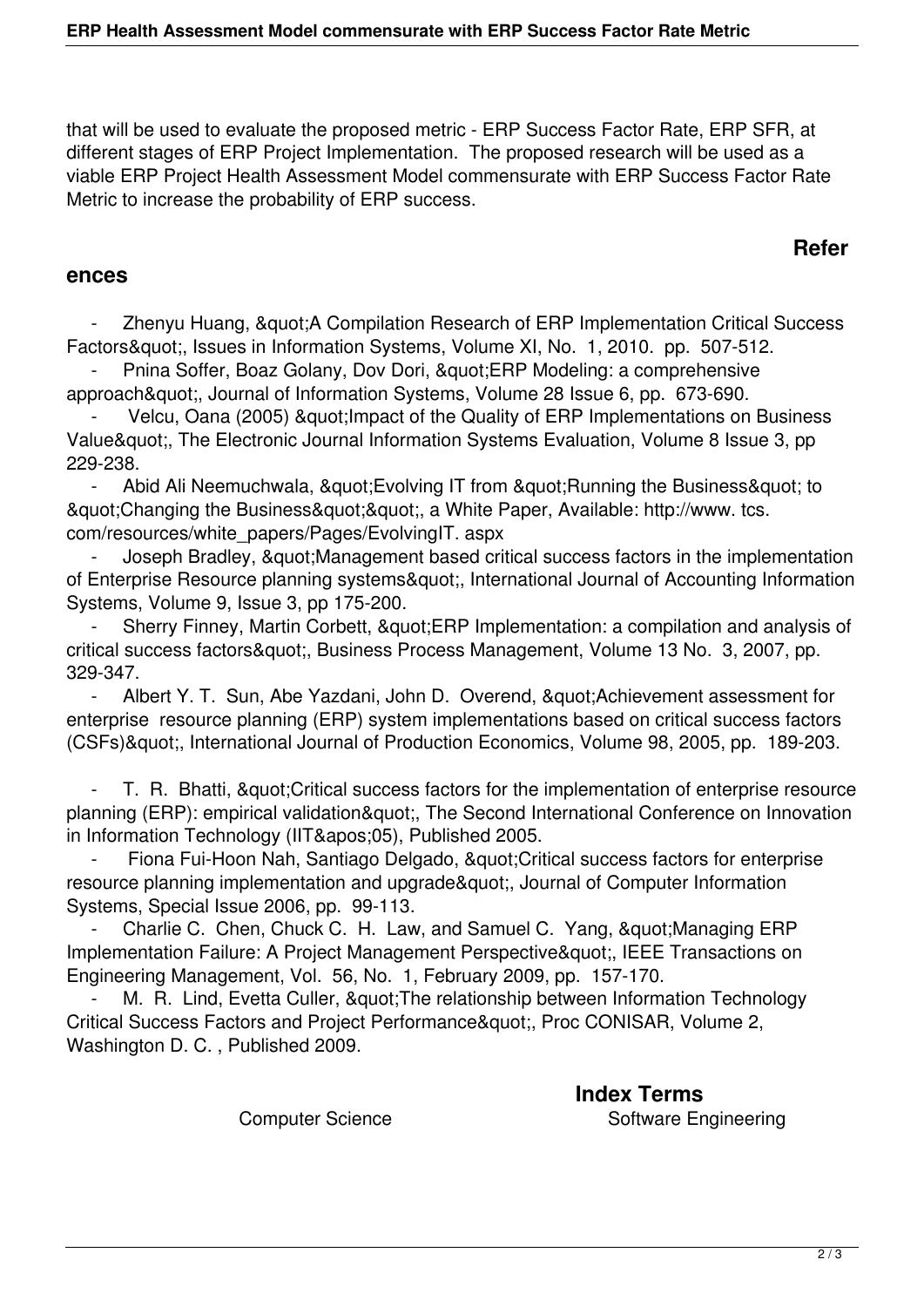that will be used to evaluate the proposed metric - ERP Success Factor Rate, ERP SFR, at different stages of ERP Project Implementation. The proposed research will be used as a viable ERP Project Health Assessment Model commensurate with ERP Success Factor Rate Metric to increase the probability of ERP success.

## References

- Zhenyu Huang, &quot;A Compilation Research of ERP Implementation Critical Success Factors&quot;, Issues in Information Systems, Volume XI, No. 1, 2010. pp. 507-512.
- Pnina Soffer, Boaz Golany, Dov Dori, &quot;ERP Modeling: a comprehensive approach&quot;, Journal of Information Systems, Volume 28 Issue 6, pp. 673-690.
- Velcu, Oana (2005) &quot;Impact of the Quality of ERP Implementations on Business Value&quot;, The Electronic Journal Information Systems Evaluation, Volume 8 Issue 3, pp 229-238.
- Abid Ali Neemuchwala, &quot;Evolving IT from &quot;Running the Business&quot; to &quot;Changing the Business&quot;&quot;, a White Paper, Available: http://www. tcs. com/resources/white_papers/Pages/EvolvingIT. aspx
- Joseph Bradley, &quot;Management based critical success factors in the implementation of Enterprise Resource planning systems&quot;, International Journal of Accounting Information Systems, Volume 9, Issue 3, pp 175-200.
- Sherry Finney, Martin Corbett, &quot;ERP Implementation: a compilation and analysis of critical success factors&quot;, Business Process Management, Volume 13 No. 3, 2007, pp. 329-347.
- Albert Y. T. Sun, Abe Yazdani, John D. Overend, &quot;Achievement assessment for enterprise resource planning (ERP) system implementations based on critical success factors (CSFs)&quot;, International Journal of Production Economics, Volume 98, 2005, pp. 189-203.
- T. R. Bhatti, &quot;Critical success factors for the implementation of enterprise resource planning (ERP): empirical validation&quot;, The Second International Conference on Innovation in Information Technology (IIT&apos;05), Published 2005.
- Fiona Fui-Hoon Nah, Santiago Delgado, &quot;Critical success factors for enterprise resource planning implementation and upgrade&quot;, Journal of Computer Information Systems, Special Issue 2006, pp. 99-113.
- Charlie C. Chen, Chuck C. H. Law, and Samuel C. Yang, &quot;Managing ERP Implementation Failure: A Project Management Perspective&quot;, IEEE Transactions on Engineering Management, Vol. 56, No. 1, February 2009, pp. 157-170.
- M. R. Lind, Evetta Culler, &quot;The relationship between Information Technology Critical Success Factors and Project Performance&quot;, Proc CONISAR, Volume 2, Washington D. C. , Published 2009.

## Index Terms

Computer Science Software Engineering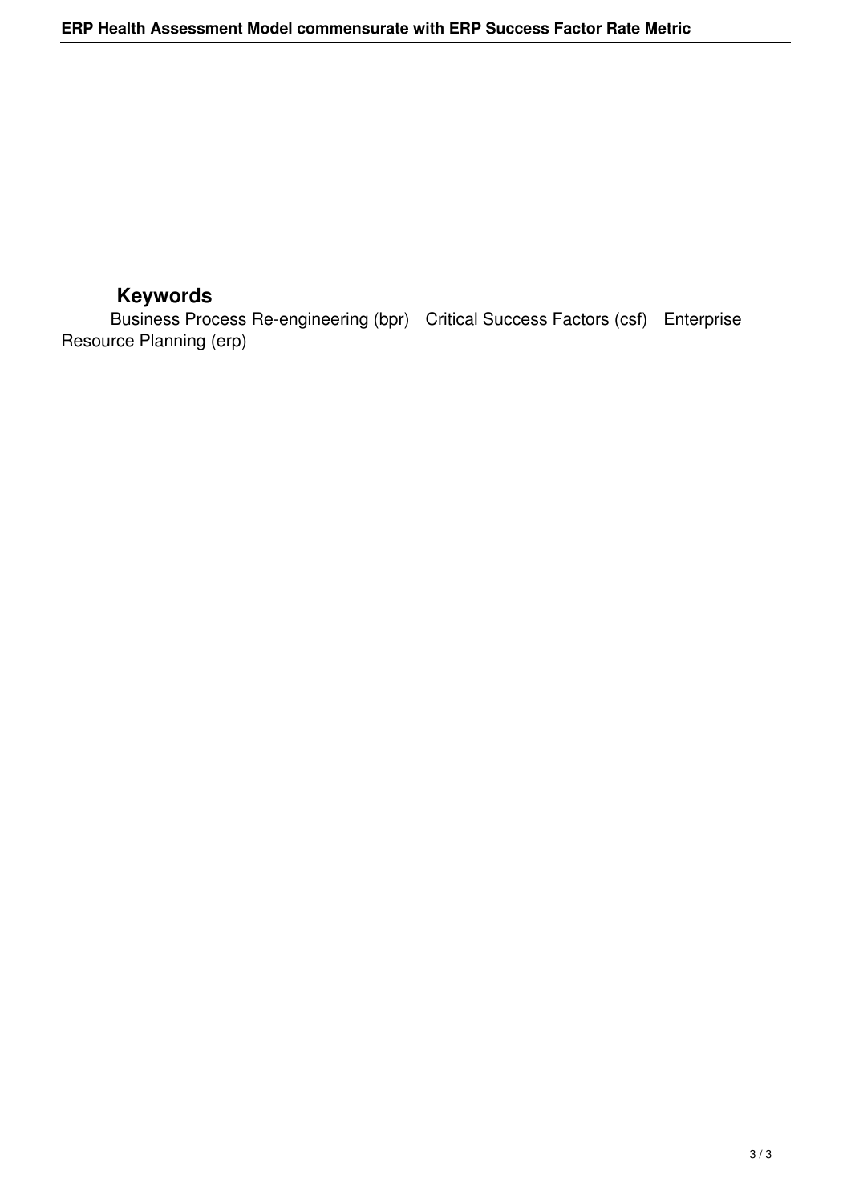## Keywords

Business Process Re-engineering (bpr)    Critical Success Factors (csf)    Enterprise Resource Planning (erp)